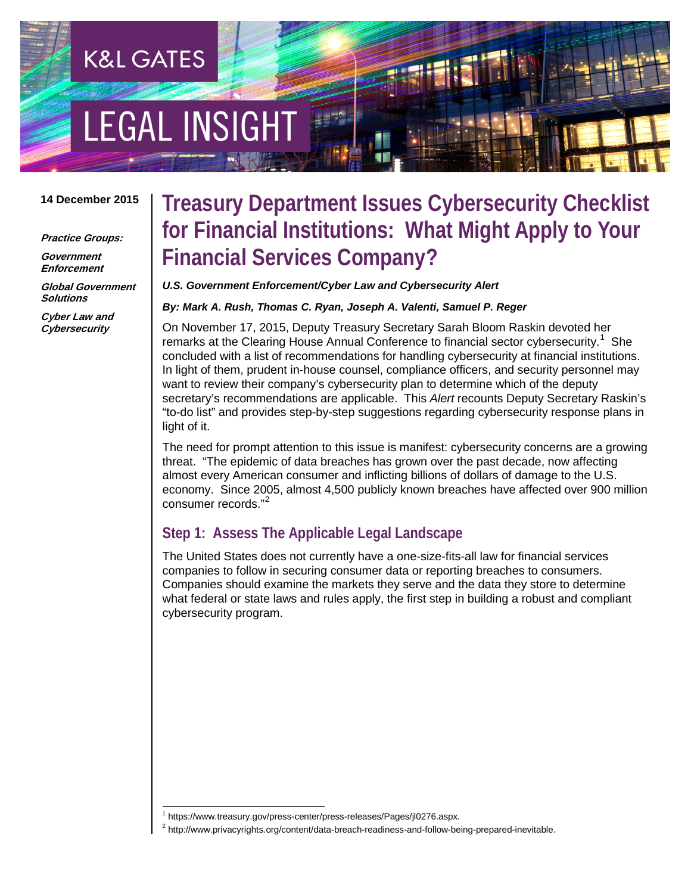K&L GATES

LEGAL INSIGHT

14 December 2015

***Practice Groups:***

***Government Enforcement***

***Global Government Solutions***

***Cyber Law and Cybersecurity***

# Treasury Department Issues Cybersecurity Checklist for Financial Institutions: What Might Apply to Your Financial Services Company?

***U.S. Government Enforcement/Cyber Law and Cybersecurity Alert***

***By: Mark A. Rush, Thomas C. Ryan, Joseph A. Valenti, Samuel P. Reger***

On November 17, 2015, Deputy Treasury Secretary Sarah Bloom Raskin devoted her remarks at the Clearing House Annual Conference to financial sector cybersecurity.[1] She concluded with a list of recommendations for handling cybersecurity at financial institutions. In light of them, prudent in-house counsel, compliance officers, and security personnel may want to review their company's cybersecurity plan to determine which of the deputy secretary's recommendations are applicable. This *Alert* recounts Deputy Secretary Raskin's "to-do list" and provides step-by-step suggestions regarding cybersecurity response plans in light of it.

The need for prompt attention to this issue is manifest: cybersecurity concerns are a growing threat. "The epidemic of data breaches has grown over the past decade, now affecting almost every American consumer and inflicting billions of dollars of damage to the U.S. economy. Since 2005, almost 4,500 publicly known breaches have affected over 900 million consumer records."[2]

## Step 1: Assess The Applicable Legal Landscape

The United States does not currently have a one-size-fits-all law for financial services companies to follow in securing consumer data or reporting breaches to consumers. Companies should examine the markets they serve and the data they store to determine what federal or state laws and rules apply, the first step in building a robust and compliant cybersecurity program.

[1] https://www.treasury.gov/press-center/press-releases/Pages/jl0276.aspx.

[2] http://www.privacyrights.org/content/data-breach-readiness-and-follow-being-prepared-inevitable.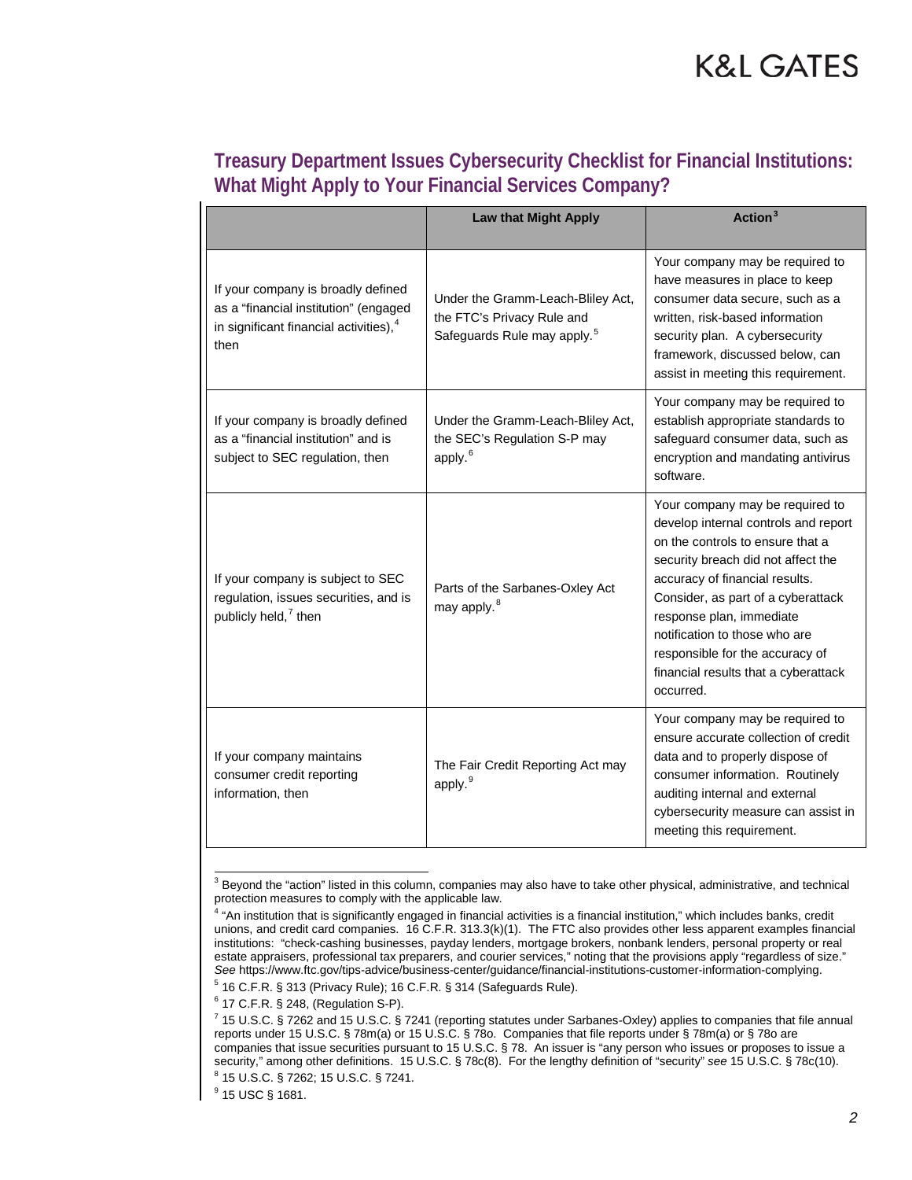## Treasury Department Issues Cybersecurity Checklist for Financial Institutions: What Might Apply to Your Financial Services Company?

| | Law that Might Apply | Action[3] |
|---|---|---|
| If your company is broadly defined as a "financial institution" (engaged in significant financial activities),[4] then | Under the Gramm-Leach-Bliley Act, the FTC's Privacy Rule and Safeguards Rule may apply.[5] | Your company may be required to have measures in place to keep consumer data secure, such as a written, risk-based information security plan. A cybersecurity framework, discussed below, can assist in meeting this requirement. |
| If your company is broadly defined as a "financial institution" and is subject to SEC regulation, then | Under the Gramm-Leach-Bliley Act, the SEC's Regulation S-P may apply.[6] | Your company may be required to establish appropriate standards to safeguard consumer data, such as encryption and mandating antivirus software. |
| If your company is subject to SEC regulation, issues securities, and is publicly held,[7] then | Parts of the Sarbanes-Oxley Act may apply.[8] | Your company may be required to develop internal controls and report on the controls to ensure that a security breach did not affect the accuracy of financial results. Consider, as part of a cyberattack response plan, immediate notification to those who are responsible for the accuracy of financial results that a cyberattack occurred. |
| If your company maintains consumer credit reporting information, then | The Fair Credit Reporting Act may apply.[9] | Your company may be required to ensure accurate collection of credit data and to properly dispose of consumer information. Routinely auditing internal and external cybersecurity measure can assist in meeting this requirement. |

[3] Beyond the "action" listed in this column, companies may also have to take other physical, administrative, and technical protection measures to comply with the applicable law.

[4] "An institution that is significantly engaged in financial activities is a financial institution," which includes banks, credit unions, and credit card companies. 16 C.F.R. 313.3(k)(1). The FTC also provides other less apparent examples financial institutions: "check-cashing businesses, payday lenders, mortgage brokers, nonbank lenders, personal property or real estate appraisers, professional tax preparers, and courier services," noting that the provisions apply "regardless of size." *See* https://www.ftc.gov/tips-advice/business-center/guidance/financial-institutions-customer-information-complying.

[5] 16 C.F.R. § 313 (Privacy Rule); 16 C.F.R. § 314 (Safeguards Rule).

[6] 17 C.F.R. § 248, (Regulation S-P).

[7] 15 U.S.C. § 7262 and 15 U.S.C. § 7241 (reporting statutes under Sarbanes-Oxley) applies to companies that file annual reports under 15 U.S.C. § 78m(a) or 15 U.S.C. § 78o. Companies that file reports under § 78m(a) or § 78o are companies that issue securities pursuant to 15 U.S.C. § 78. An issuer is "any person who issues or proposes to issue a security," among other definitions. 15 U.S.C. § 78c(8). For the lengthy definition of "security" *see* 15 U.S.C. § 78c(10).

[8] 15 U.S.C. § 7262; 15 U.S.C. § 7241.

[9] 15 USC § 1681.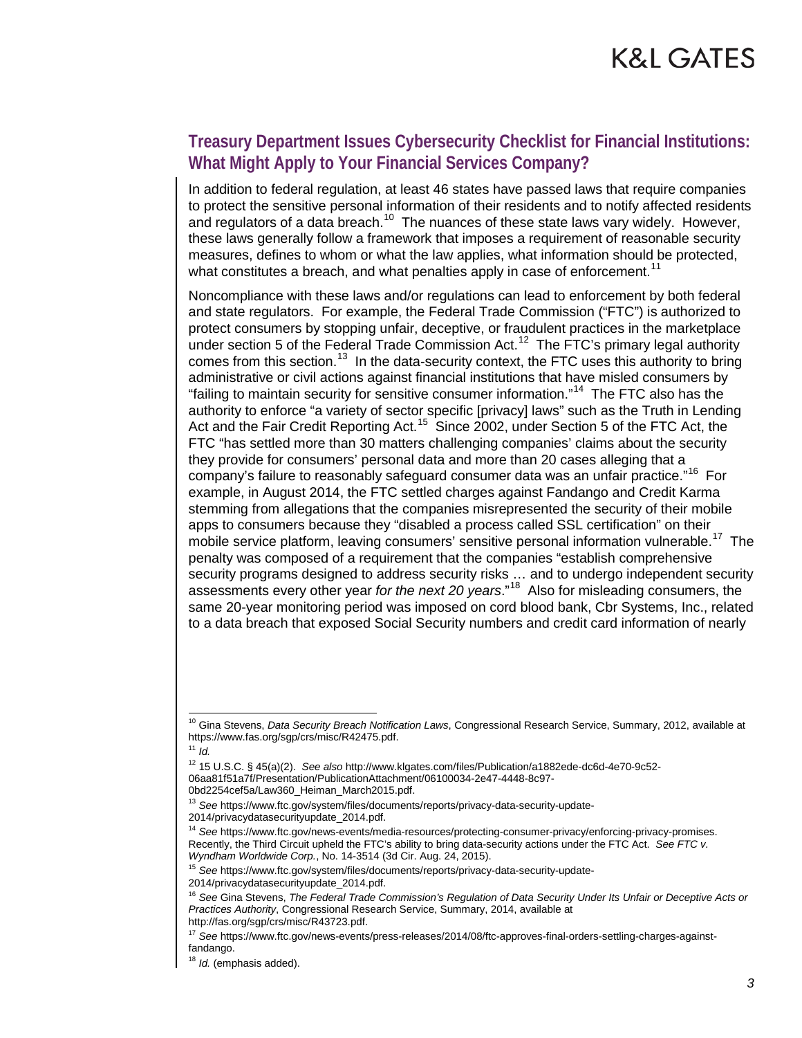## Treasury Department Issues Cybersecurity Checklist for Financial Institutions: What Might Apply to Your Financial Services Company?

In addition to federal regulation, at least 46 states have passed laws that require companies to protect the sensitive personal information of their residents and to notify affected residents and regulators of a data breach.[10] The nuances of these state laws vary widely. However, these laws generally follow a framework that imposes a requirement of reasonable security measures, defines to whom or what the law applies, what information should be protected, what constitutes a breach, and what penalties apply in case of enforcement.[11]

Noncompliance with these laws and/or regulations can lead to enforcement by both federal and state regulators. For example, the Federal Trade Commission ("FTC") is authorized to protect consumers by stopping unfair, deceptive, or fraudulent practices in the marketplace under section 5 of the Federal Trade Commission Act.[12] The FTC's primary legal authority comes from this section.[13] In the data-security context, the FTC uses this authority to bring administrative or civil actions against financial institutions that have misled consumers by "failing to maintain security for sensitive consumer information."[14] The FTC also has the authority to enforce "a variety of sector specific [privacy] laws" such as the Truth in Lending Act and the Fair Credit Reporting Act.[15] Since 2002, under Section 5 of the FTC Act, the FTC "has settled more than 30 matters challenging companies' claims about the security they provide for consumers' personal data and more than 20 cases alleging that a company's failure to reasonably safeguard consumer data was an unfair practice."[16] For example, in August 2014, the FTC settled charges against Fandango and Credit Karma stemming from allegations that the companies misrepresented the security of their mobile apps to consumers because they "disabled a process called SSL certification" on their mobile service platform, leaving consumers' sensitive personal information vulnerable.[17] The penalty was composed of a requirement that the companies "establish comprehensive security programs designed to address security risks … and to undergo independent security assessments every other year *for the next 20 years*."[18] Also for misleading consumers, the same 20-year monitoring period was imposed on cord blood bank, Cbr Systems, Inc., related to a data breach that exposed Social Security numbers and credit card information of nearly

---

[10] Gina Stevens, *Data Security Breach Notification Laws*, Congressional Research Service, Summary, 2012, available at https://www.fas.org/sgp/crs/misc/R42475.pdf.

[11] *Id.*

[12] 15 U.S.C. § 45(a)(2). *See also* http://www.klgates.com/files/Publication/a1882ede-dc6d-4e70-9c52-06aa81f51a7f/Presentation/PublicationAttachment/06100034-2e47-4448-8c97-0bd2254cef5a/Law360_Heiman_March2015.pdf.

[13] *See* https://www.ftc.gov/system/files/documents/reports/privacy-data-security-update-2014/privacydatasecurityupdate_2014.pdf.

[14] *See* https://www.ftc.gov/news-events/media-resources/protecting-consumer-privacy/enforcing-privacy-promises. Recently, the Third Circuit upheld the FTC's ability to bring data-security actions under the FTC Act. *See FTC v. Wyndham Worldwide Corp.*, No. 14-3514 (3d Cir. Aug. 24, 2015).

[15] *See* https://www.ftc.gov/system/files/documents/reports/privacy-data-security-update-2014/privacydatasecurityupdate_2014.pdf.

[16] *See* Gina Stevens, *The Federal Trade Commission's Regulation of Data Security Under Its Unfair or Deceptive Acts or Practices Authority*, Congressional Research Service, Summary, 2014, available at http://fas.org/sgp/crs/misc/R43723.pdf.

[17] *See* https://www.ftc.gov/news-events/press-releases/2014/08/ftc-approves-final-orders-settling-charges-against-fandango.

[18] *Id.* (emphasis added).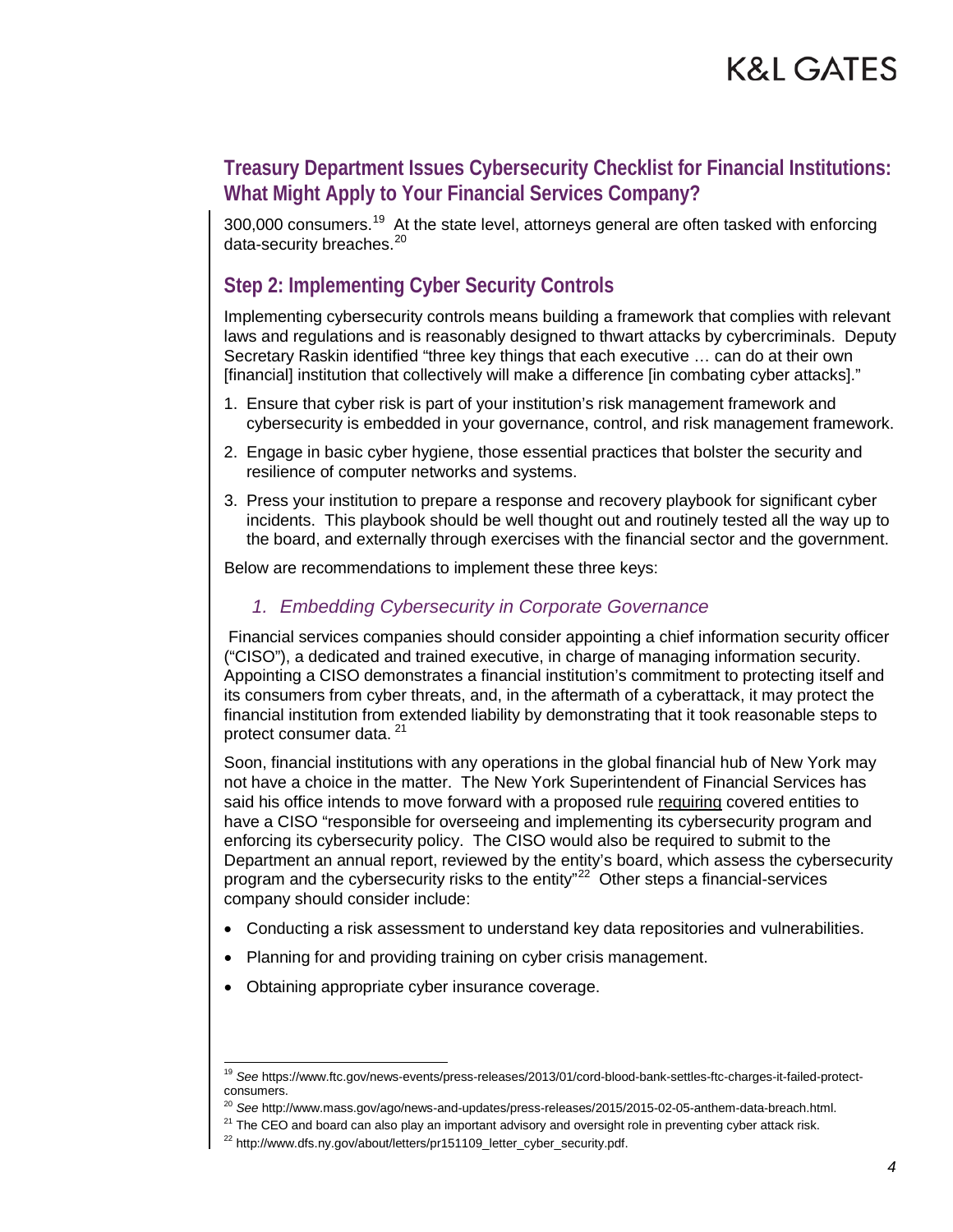300,000 consumers.[19] At the state level, attorneys general are often tasked with enforcing data-security breaches.[20]

## Step 2: Implementing Cyber Security Controls

Implementing cybersecurity controls means building a framework that complies with relevant laws and regulations and is reasonably designed to thwart attacks by cybercriminals. Deputy Secretary Raskin identified "three key things that each executive … can do at their own [financial] institution that collectively will make a difference [in combating cyber attacks]."

1. Ensure that cyber risk is part of your institution's risk management framework and cybersecurity is embedded in your governance, control, and risk management framework.
2. Engage in basic cyber hygiene, those essential practices that bolster the security and resilience of computer networks and systems.
3. Press your institution to prepare a response and recovery playbook for significant cyber incidents. This playbook should be well thought out and routinely tested all the way up to the board, and externally through exercises with the financial sector and the government.

Below are recommendations to implement these three keys:

### *1. Embedding Cybersecurity in Corporate Governance*

Financial services companies should consider appointing a chief information security officer ("CISO"), a dedicated and trained executive, in charge of managing information security. Appointing a CISO demonstrates a financial institution's commitment to protecting itself and its consumers from cyber threats, and, in the aftermath of a cyberattack, it may protect the financial institution from extended liability by demonstrating that it took reasonable steps to protect consumer data.[21]

Soon, financial institutions with any operations in the global financial hub of New York may not have a choice in the matter. The New York Superintendent of Financial Services has said his office intends to move forward with a proposed rule requiring covered entities to have a CISO "responsible for overseeing and implementing its cybersecurity program and enforcing its cybersecurity policy. The CISO would also be required to submit to the Department an annual report, reviewed by the entity's board, which assess the cybersecurity program and the cybersecurity risks to the entity"[22] Other steps a financial-services company should consider include:

- Conducting a risk assessment to understand key data repositories and vulnerabilities.
- Planning for and providing training on cyber crisis management.
- Obtaining appropriate cyber insurance coverage.

---

[19] *See* https://www.ftc.gov/news-events/press-releases/2013/01/cord-blood-bank-settles-ftc-charges-it-failed-protect-consumers.

[20] *See* http://www.mass.gov/ago/news-and-updates/press-releases/2015/2015-02-05-anthem-data-breach.html.

[21] The CEO and board can also play an important advisory and oversight role in preventing cyber attack risk.

[22] http://www.dfs.ny.gov/about/letters/pr151109_letter_cyber_security.pdf.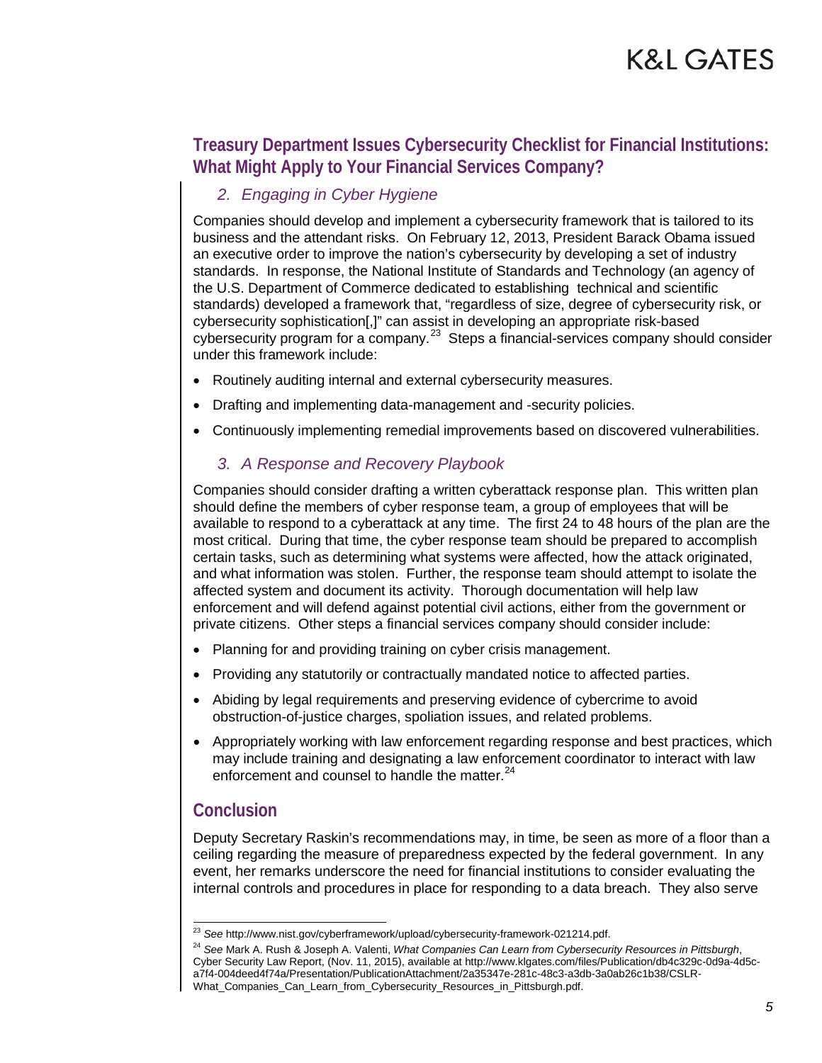## Treasury Department Issues Cybersecurity Checklist for Financial Institutions: What Might Apply to Your Financial Services Company?

### *2. Engaging in Cyber Hygiene*

Companies should develop and implement a cybersecurity framework that is tailored to its business and the attendant risks. On February 12, 2013, President Barack Obama issued an executive order to improve the nation's cybersecurity by developing a set of industry standards. In response, the National Institute of Standards and Technology (an agency of the U.S. Department of Commerce dedicated to establishing technical and scientific standards) developed a framework that, "regardless of size, degree of cybersecurity risk, or cybersecurity sophistication[,]" can assist in developing an appropriate risk-based cybersecurity program for a company.[23] Steps a financial-services company should consider under this framework include:

- Routinely auditing internal and external cybersecurity measures.
- Drafting and implementing data-management and -security policies.
- Continuously implementing remedial improvements based on discovered vulnerabilities.

### *3. A Response and Recovery Playbook*

Companies should consider drafting a written cyberattack response plan. This written plan should define the members of cyber response team, a group of employees that will be available to respond to a cyberattack at any time. The first 24 to 48 hours of the plan are the most critical. During that time, the cyber response team should be prepared to accomplish certain tasks, such as determining what systems were affected, how the attack originated, and what information was stolen. Further, the response team should attempt to isolate the affected system and document its activity. Thorough documentation will help law enforcement and will defend against potential civil actions, either from the government or private citizens. Other steps a financial services company should consider include:

- Planning for and providing training on cyber crisis management.
- Providing any statutorily or contractually mandated notice to affected parties.
- Abiding by legal requirements and preserving evidence of cybercrime to avoid obstruction-of-justice charges, spoliation issues, and related problems.
- Appropriately working with law enforcement regarding response and best practices, which may include training and designating a law enforcement coordinator to interact with law enforcement and counsel to handle the matter.[24]

## Conclusion

Deputy Secretary Raskin's recommendations may, in time, be seen as more of a floor than a ceiling regarding the measure of preparedness expected by the federal government. In any event, her remarks underscore the need for financial institutions to consider evaluating the internal controls and procedures in place for responding to a data breach. They also serve

---

[23] *See* http://www.nist.gov/cyberframework/upload/cybersecurity-framework-021214.pdf.

[24] *See* Mark A. Rush & Joseph A. Valenti, *What Companies Can Learn from Cybersecurity Resources in Pittsburgh*, Cyber Security Law Report, (Nov. 11, 2015), available at http://www.klgates.com/files/Publication/db4c329c-0d9a-4d5c-a7f4-004deed4f74a/Presentation/PublicationAttachment/2a35347e-281c-48c3-a3db-3a0ab26c1b38/CSLR-What_Companies_Can_Learn_from_Cybersecurity_Resources_in_Pittsburgh.pdf.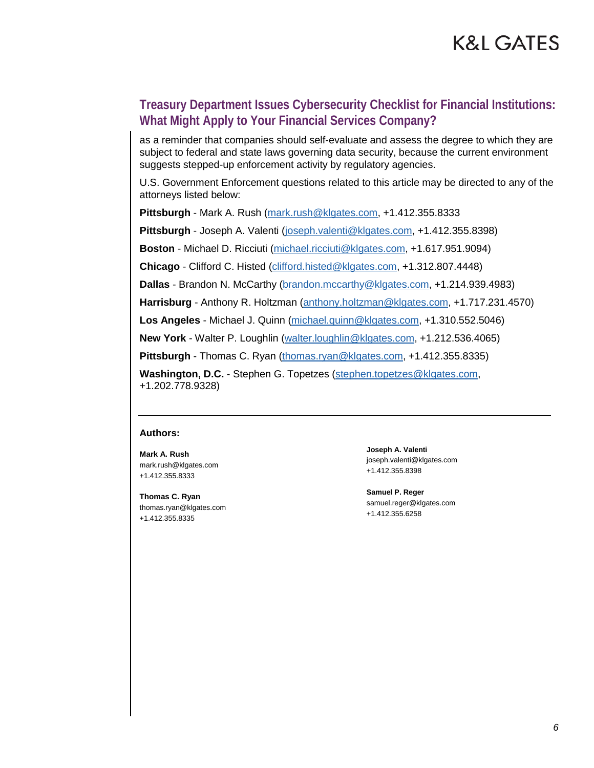as a reminder that companies should self-evaluate and assess the degree to which they are subject to federal and state laws governing data security, because the current environment suggests stepped-up enforcement activity by regulatory agencies.

U.S. Government Enforcement questions related to this article may be directed to any of the attorneys listed below:

**Pittsburgh** - Mark A. Rush (mark.rush@klgates.com, +1.412.355.8333

**Pittsburgh** - Joseph A. Valenti (joseph.valenti@klgates.com, +1.412.355.8398)

**Boston** - Michael D. Ricciuti (michael.ricciuti@klgates.com, +1.617.951.9094)

**Chicago** - Clifford C. Histed (clifford.histed@klgates.com, +1.312.807.4448)

**Dallas** - Brandon N. McCarthy (brandon.mccarthy@klgates.com, +1.214.939.4983)

**Harrisburg** - Anthony R. Holtzman (anthony.holtzman@klgates.com, +1.717.231.4570)

**Los Angeles** - Michael J. Quinn (michael.quinn@klgates.com, +1.310.552.5046)

**New York** - Walter P. Loughlin (walter.loughlin@klgates.com, +1.212.536.4065)

**Pittsburgh** - Thomas C. Ryan (thomas.ryan@klgates.com, +1.412.355.8335)

**Washington, D.C.** - Stephen G. Topetzes (stephen.topetzes@klgates.com, +1.202.778.9328)

---

**Authors:**

**Mark A. Rush**
mark.rush@klgates.com
+1.412.355.8333

**Thomas C. Ryan**
thomas.ryan@klgates.com
+1.412.355.8335

**Joseph A. Valenti**
joseph.valenti@klgates.com
+1.412.355.8398

**Samuel P. Reger**
samuel.reger@klgates.com
+1.412.355.6258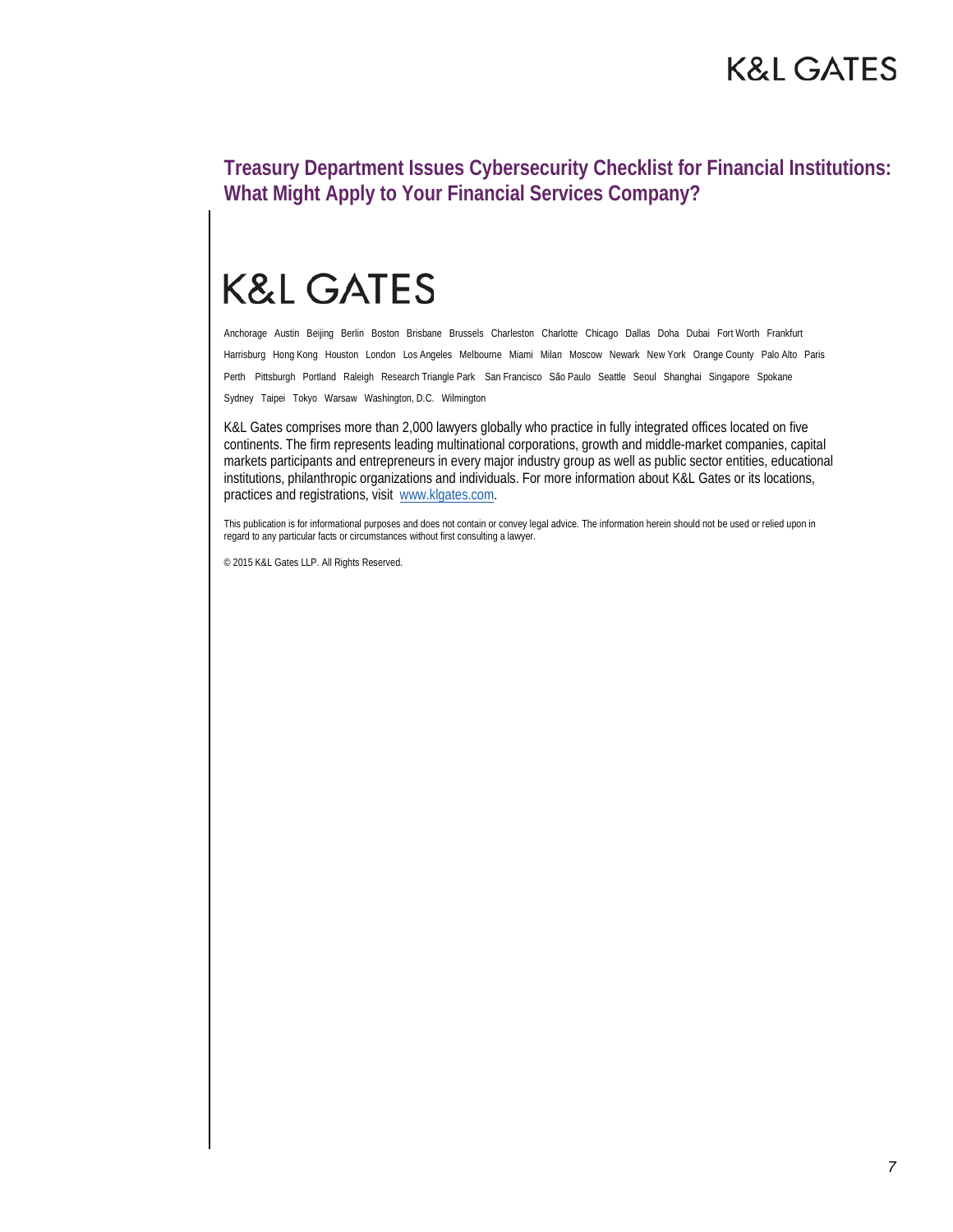# K&L GATES

Anchorage Austin Beijing Berlin Boston Brisbane Brussels Charleston Charlotte Chicago Dallas Doha Dubai Fort Worth Frankfurt Harrisburg Hong Kong Houston London Los Angeles Melbourne Miami Milan Moscow Newark New York Orange County Palo Alto Paris Perth Pittsburgh Portland Raleigh Research Triangle Park San Francisco São Paulo Seattle Seoul Shanghai Singapore Spokane Sydney Taipei Tokyo Warsaw Washington, D.C. Wilmington

K&L Gates comprises more than 2,000 lawyers globally who practice in fully integrated offices located on five continents. The firm represents leading multinational corporations, growth and middle-market companies, capital markets participants and entrepreneurs in every major industry group as well as public sector entities, educational institutions, philanthropic organizations and individuals. For more information about K&L Gates or its locations, practices and registrations, visit www.klgates.com.

This publication is for informational purposes and does not contain or convey legal advice. The information herein should not be used or relied upon in regard to any particular facts or circumstances without first consulting a lawyer.

© 2015 K&L Gates LLP. All Rights Reserved.